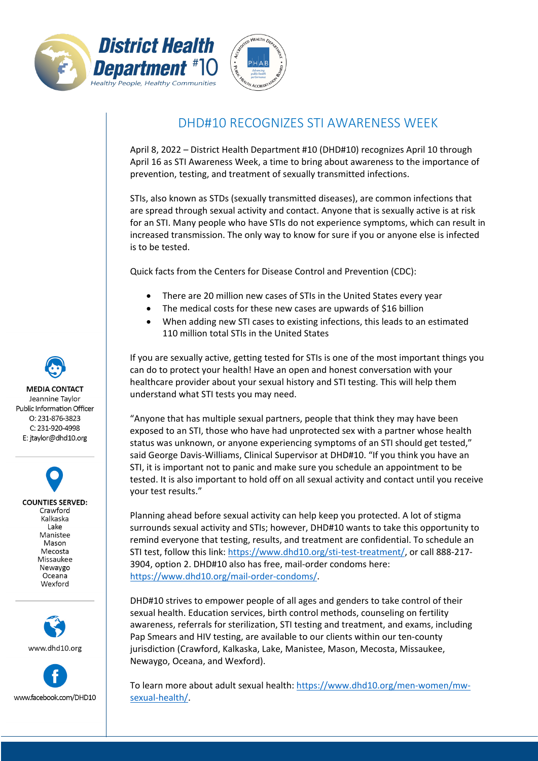District Health Department #10
Healthy People, Healthy Communities

# DHD#10 RECOGNIZES STI AWARENESS WEEK

April 8, 2022 – District Health Department #10 (DHD#10) recognizes April 10 through April 16 as STI Awareness Week, a time to bring about awareness to the importance of prevention, testing, and treatment of sexually transmitted infections.

STIs, also known as STDs (sexually transmitted diseases), are common infections that are spread through sexual activity and contact. Anyone that is sexually active is at risk for an STI. Many people who have STIs do not experience symptoms, which can result in increased transmission. The only way to know for sure if you or anyone else is infected is to be tested.

Quick facts from the Centers for Disease Control and Prevention (CDC):

- There are 20 million new cases of STIs in the United States every year
- The medical costs for these new cases are upwards of $16 billion
- When adding new STI cases to existing infections, this leads to an estimated 110 million total STIs in the United States

If you are sexually active, getting tested for STIs is one of the most important things you can do to protect your health! Have an open and honest conversation with your healthcare provider about your sexual history and STI testing. This will help them understand what STI tests you may need.

"Anyone that has multiple sexual partners, people that think they may have been exposed to an STI, those who have had unprotected sex with a partner whose health status was unknown, or anyone experiencing symptoms of an STI should get tested," said George Davis-Williams, Clinical Supervisor at DHD#10. "If you think you have an STI, it is important not to panic and make sure you schedule an appointment to be tested. It is also important to hold off on all sexual activity and contact until you receive your test results."

Planning ahead before sexual activity can help keep you protected. A lot of stigma surrounds sexual activity and STIs; however, DHD#10 wants to take this opportunity to remind everyone that testing, results, and treatment are confidential. To schedule an STI test, follow this link: https://www.dhd10.org/sti-test-treatment/, or call 888-217-3904, option 2. DHD#10 also has free, mail-order condoms here: https://www.dhd10.org/mail-order-condoms/.

DHD#10 strives to empower people of all ages and genders to take control of their sexual health. Education services, birth control methods, counseling on fertility awareness, referrals for sterilization, STI testing and treatment, and exams, including Pap Smears and HIV testing, are available to our clients within our ten-county jurisdiction (Crawford, Kalkaska, Lake, Manistee, Mason, Mecosta, Missaukee, Newaygo, Oceana, and Wexford).

To learn more about adult sexual health: https://www.dhd10.org/men-women/mw-sexual-health/.

**MEDIA CONTACT**
Jeannine Taylor
Public Information Officer
O: 231-876-3823
C: 231-920-4998
E: jtaylor@dhd10.org

**COUNTIES SERVED:**
Crawford
Kalkaska
Lake
Manistee
Mason
Mecosta
Missaukee
Newaygo
Oceana
Wexford

www.dhd10.org

www.facebook.com/DHD10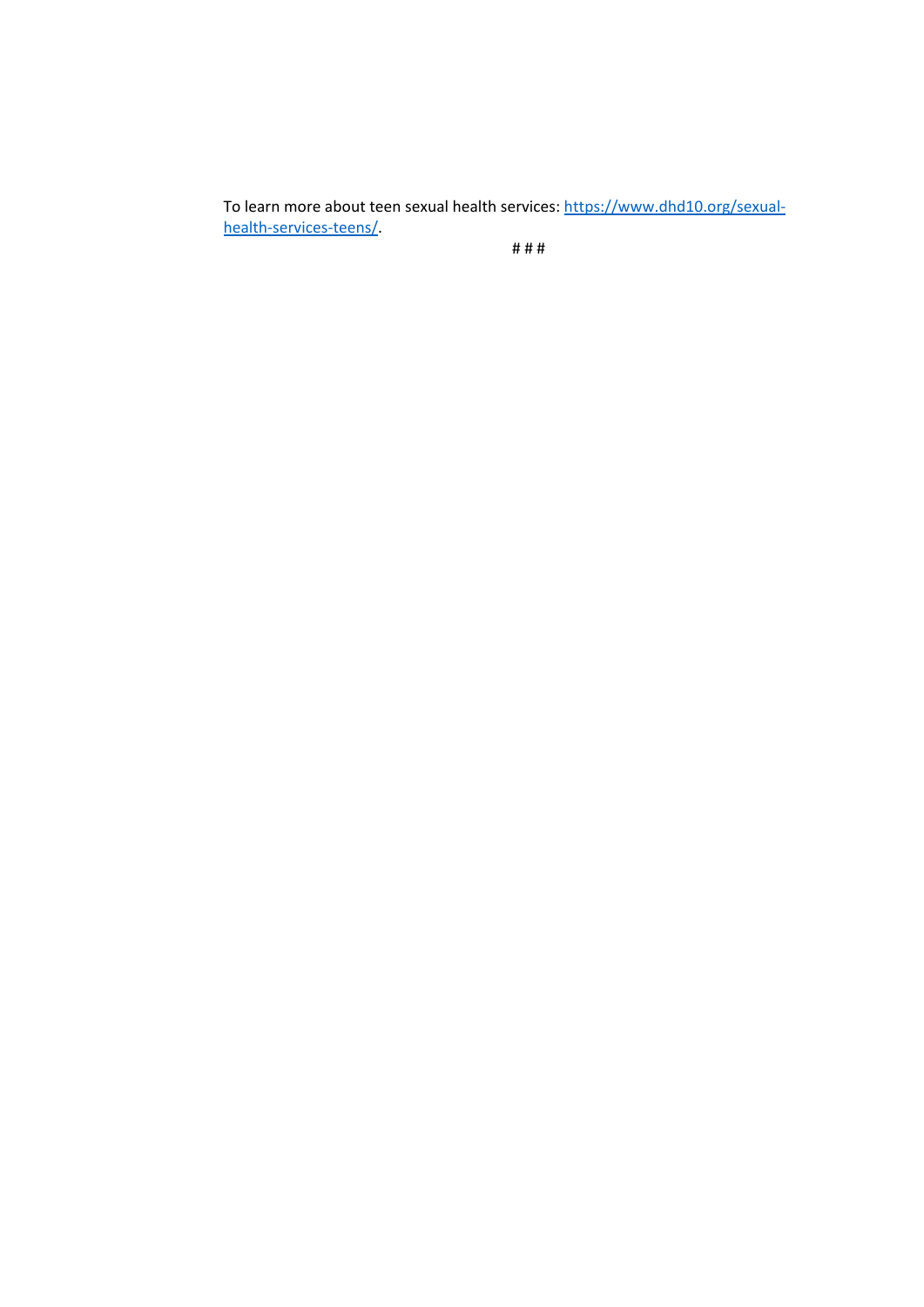To learn more about teen sexual health services: [https://www.dhd10.org/sexual-health-services-teens/](https://www.dhd10.org/sexual-health-services-teens/).

# # #